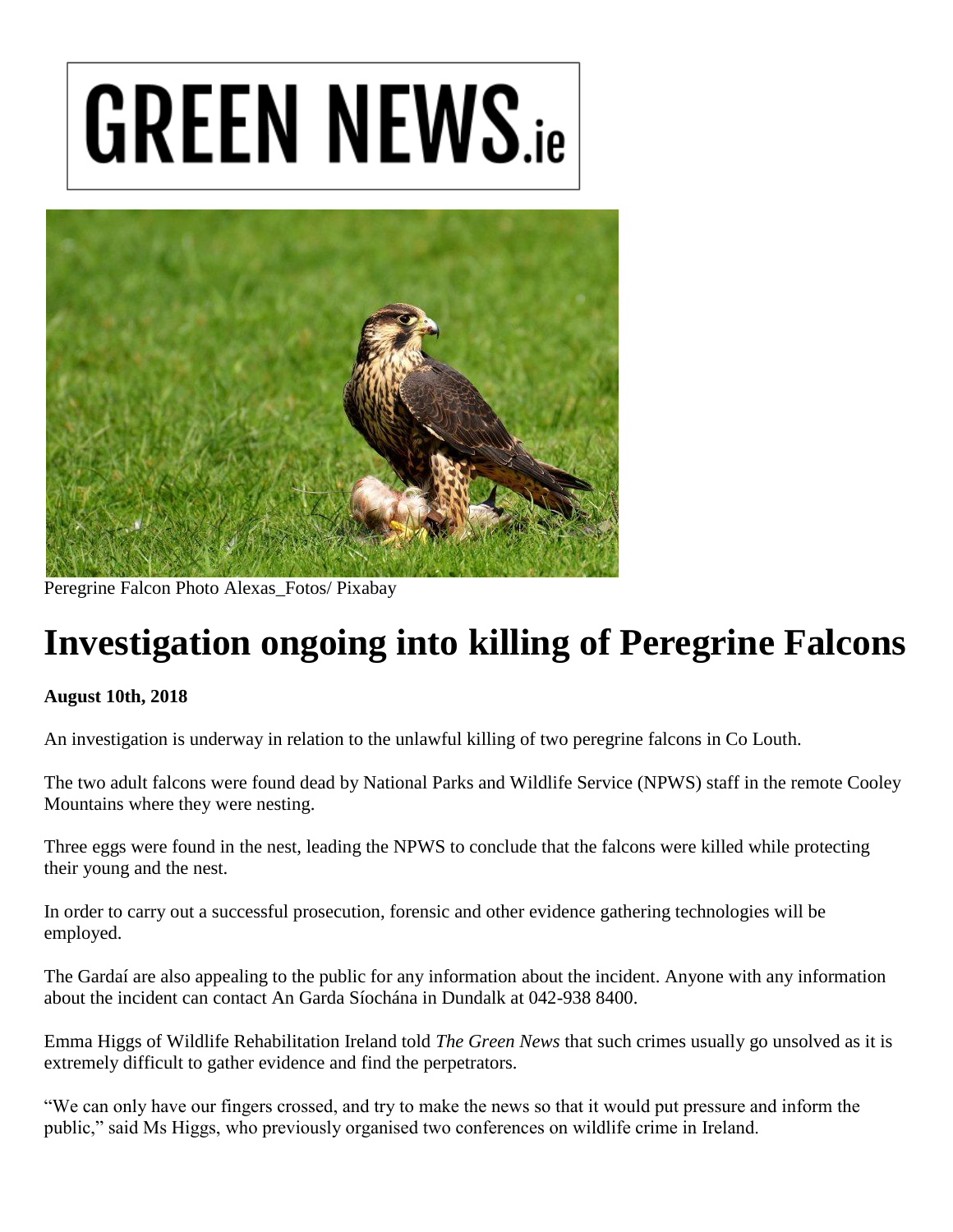# GREEN NEWS.ie

Peregrine Falcon Photo Alexas_Fotos/ Pixabay

# Investigation ongoing into killing of Peregrine Falcons

**August 10th, 2018**

An investigation is underway in relation to the unlawful killing of two peregrine falcons in Co Louth.

The two adult falcons were found dead by National Parks and Wildlife Service (NPWS) staff in the remote Cooley Mountains where they were nesting.

Three eggs were found in the nest, leading the NPWS to conclude that the falcons were killed while protecting their young and the nest.

In order to carry out a successful prosecution, forensic and other evidence gathering technologies will be employed.

The Gardaí are also appealing to the public for any information about the incident. Anyone with any information about the incident can contact An Garda Síochána in Dundalk at 042-938 8400.

Emma Higgs of Wildlife Rehabilitation Ireland told *The Green News* that such crimes usually go unsolved as it is extremely difficult to gather evidence and find the perpetrators.

"We can only have our fingers crossed, and try to make the news so that it would put pressure and inform the public," said Ms Higgs, who previously organised two conferences on wildlife crime in Ireland.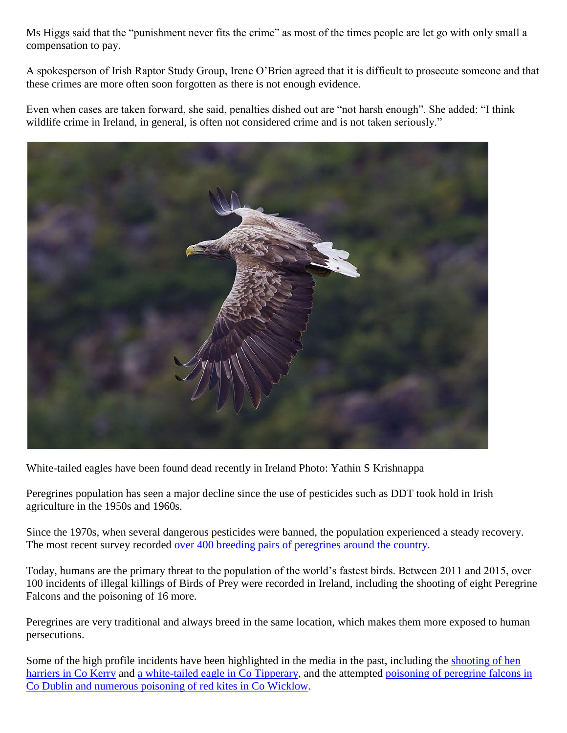Ms Higgs said that the "punishment never fits the crime" as most of the times people are let go with only small a compensation to pay.

A spokesperson of Irish Raptor Study Group, Irene O'Brien agreed that it is difficult to prosecute someone and that these crimes are more often soon forgotten as there is not enough evidence.

Even when cases are taken forward, she said, penalties dished out are "not harsh enough". She added: "I think wildlife crime in Ireland, in general, is often not considered crime and is not taken seriously."

White-tailed eagles have been found dead recently in Ireland Photo: Yathin S Krishnappa

Peregrines population has seen a major decline since the use of pesticides such as DDT took hold in Irish agriculture in the 1950s and 1960s.

Since the 1970s, when several dangerous pesticides were banned, the population experienced a steady recovery. The most recent survey recorded over 400 breeding pairs of peregrines around the country.

Today, humans are the primary threat to the population of the world's fastest birds. Between 2011 and 2015, over 100 incidents of illegal killings of Birds of Prey were recorded in Ireland, including the shooting of eight Peregrine Falcons and the poisoning of 16 more.

Peregrines are very traditional and always breed in the same location, which makes them more exposed to human persecutions.

Some of the high profile incidents have been highlighted in the media in the past, including the shooting of hen harriers in Co Kerry and a white-tailed eagle in Co Tipperary, and the attempted poisoning of peregrine falcons in Co Dublin and numerous poisoning of red kites in Co Wicklow.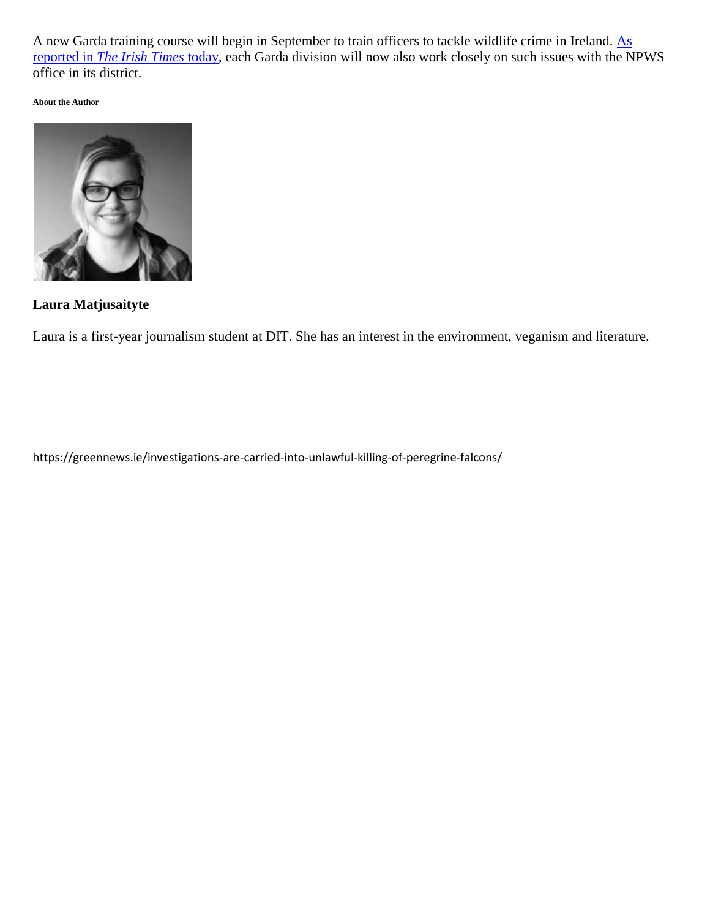A new Garda training course will begin in September to train officers to tackle wildlife crime in Ireland. As reported in *The Irish Times* today, each Garda division will now also work closely on such issues with the NPWS office in its district.

###### About the Author

**Laura Matjusaityte**

Laura is a first-year journalism student at DIT. She has an interest in the environment, veganism and literature.

https://greennews.ie/investigations-are-carried-into-unlawful-killing-of-peregrine-falcons/